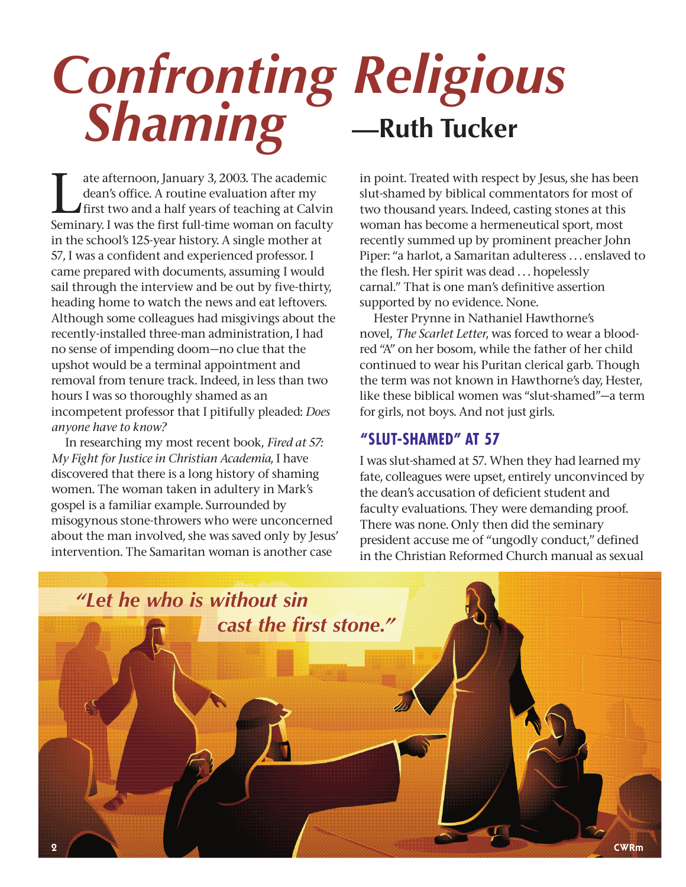# Confronting Religious Shaming

## —Ruth Tucker

Late afternoon, January 3, 2003. The academic dean's office. A routine evaluation after my first two and a half years of teaching at Calvin Seminary. I was the first full-time woman on faculty in the school's 125-year history. A single mother at 57, I was a confident and experienced professor. I came prepared with documents, assuming I would sail through the interview and be out by five-thirty, heading home to watch the news and eat leftovers. Although some colleagues had misgivings about the recently-installed three-man administration, I had no sense of impending doom—no clue that the upshot would be a terminal appointment and removal from tenure track. Indeed, in less than two hours I was so thoroughly shamed as an incompetent professor that I pitifully pleaded: *Does anyone have to know?*

In researching my most recent book, *Fired at 57: My Fight for Justice in Christian Academia*, I have discovered that there is a long history of shaming women. The woman taken in adultery in Mark's gospel is a familiar example. Surrounded by misogynous stone-throwers who were unconcerned about the man involved, she was saved only by Jesus' intervention. The Samaritan woman is another case in point. Treated with respect by Jesus, she has been slut-shamed by biblical commentators for most of two thousand years. Indeed, casting stones at this woman has become a hermeneutical sport, most recently summed up by prominent preacher John Piper: "a harlot, a Samaritan adulteress . . . enslaved to the flesh. Her spirit was dead . . . hopelessly carnal." That is one man's definitive assertion supported by no evidence. None.

Hester Prynne in Nathaniel Hawthorne's novel, *The Scarlet Letter*, was forced to wear a blood-red "A" on her bosom, while the father of her child continued to wear his Puritan clerical garb. Though the term was not known in Hawthorne's day, Hester, like these biblical women was "slut-shamed"—a term for girls, not boys. And not just girls.

### "SLUT-SHAMED" AT 57

I was slut-shamed at 57. When they had learned my fate, colleagues were upset, entirely unconvinced by the dean's accusation of deficient student and faculty evaluations. They were demanding proof. There was none. Only then did the seminary president accuse me of "ungodly conduct," defined in the Christian Reformed Church manual as sexual

*"Let he who is without sin cast the first stone."*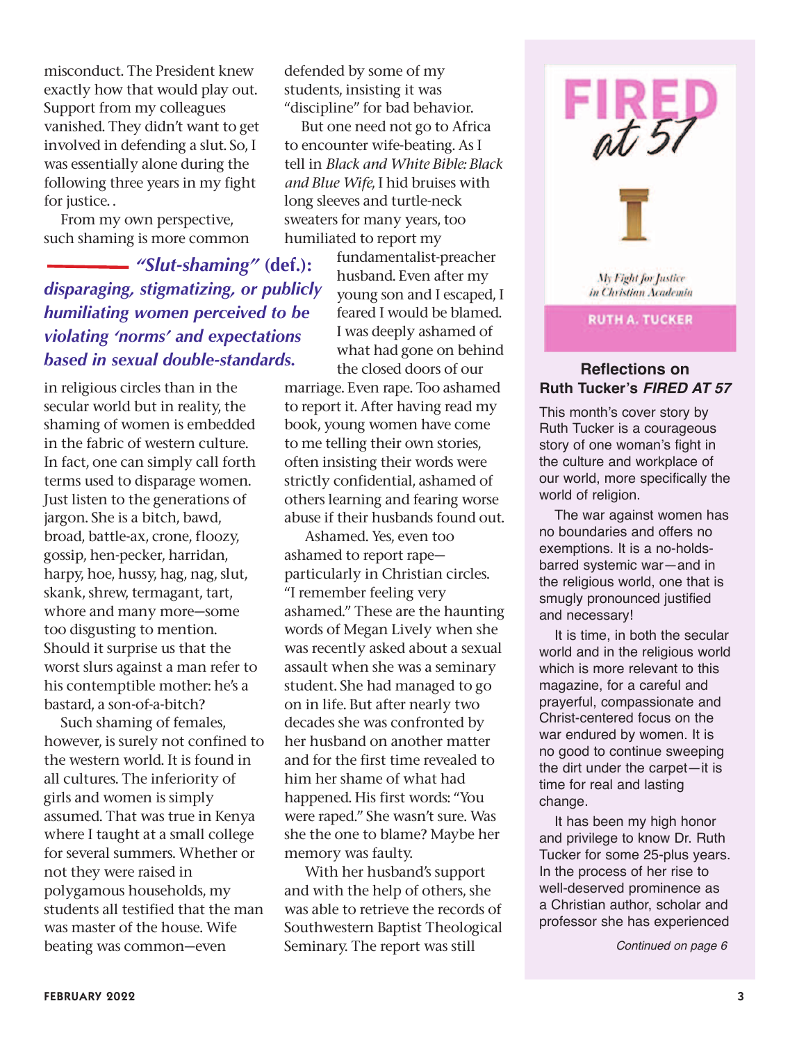misconduct. The President knew exactly how that would play out. Support from my colleagues vanished. They didn't want to get involved in defending a slut. So, I was essentially alone during the following three years in my fight for justice. .

From my own perspective, such shaming is more common in religious circles than in the secular world but in reality, the shaming of women is embedded in the fabric of western culture. In fact, one can simply call forth terms used to disparage women. Just listen to the generations of jargon. She is a bitch, bawd, broad, battle-ax, crone, floozy, gossip, hen-pecker, harridan, harpy, hoe, hussy, hag, nag, slut, skank, shrew, termagant, tart, whore and many more—some too disgusting to mention. Should it surprise us that the worst slurs against a man refer to his contemptible mother: he's a bastard, a son-of-a-bitch?

> ***"Slut-shaming" (def.): disparaging, stigmatizing, or publicly humiliating women perceived to be violating 'norms' and expectations based in sexual double-standards.***

Such shaming of females, however, is surely not confined to the western world. It is found in all cultures. The inferiority of girls and women is simply assumed. That was true in Kenya where I taught at a small college for several summers. Whether or not they were raised in polygamous households, my students all testified that the man was master of the house. Wife beating was common—even defended by some of my students, insisting it was "discipline" for bad behavior.

But one need not go to Africa to encounter wife-beating. As I tell in *Black and White Bible: Black and Blue Wife*, I hid bruises with long sleeves and turtle-neck sweaters for many years, too humiliated to report my fundamentalist-preacher husband. Even after my young son and I escaped, I feared I would be blamed. I was deeply ashamed of what had gone on behind the closed doors of our marriage. Even rape. Too ashamed to report it. After having read my book, young women have come to me telling their own stories, often insisting their words were strictly confidential, ashamed of others learning and fearing worse abuse if their husbands found out.

Ashamed. Yes, even too ashamed to report rape—particularly in Christian circles. "I remember feeling very ashamed." These are the haunting words of Megan Lively when she was recently asked about a sexual assault when she was a seminary student. She had managed to go on in life. But after nearly two decades she was confronted by her husband on another matter and for the first time revealed to him her shame of what had happened. His first words: "You were raped." She wasn't sure. Was she the one to blame? Maybe her memory was faulty.

With her husband's support and with the help of others, she was able to retrieve the records of Southwestern Baptist Theological Seminary. The report was still

---

**FIRED at 57**

My Fight for Justice in Christian Academia

RUTH A. TUCKER

### Reflections on Ruth Tucker's *FIRED AT 57*

This month's cover story by Ruth Tucker is a courageous story of one woman's fight in the culture and workplace of our world, more specifically the world of religion.

The war against women has no boundaries and offers no exemptions. It is a no-holds-barred systemic war—and in the religious world, one that is smugly pronounced justified and necessary!

It is time, in both the secular world and in the religious world which is more relevant to this magazine, for a careful and prayerful, compassionate and Christ-centered focus on the war endured by women. It is no good to continue sweeping the dirt under the carpet—it is time for real and lasting change.

It has been my high honor and privilege to know Dr. Ruth Tucker for some 25-plus years. In the process of her rise to well-deserved prominence as a Christian author, scholar and professor she has experienced

*Continued on page 6*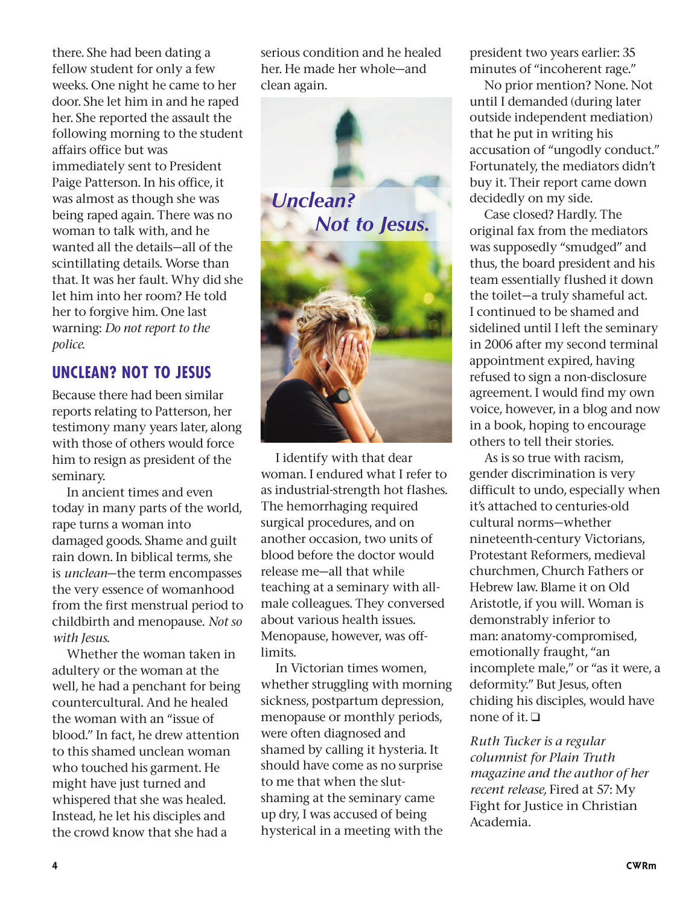there. She had been dating a fellow student for only a few weeks. One night he came to her door. She let him in and he raped her. She reported the assault the following morning to the student affairs office but was immediately sent to President Paige Patterson. In his office, it was almost as though she was being raped again. There was no woman to talk with, and he wanted all the details—all of the scintillating details. Worse than that. It was her fault. Why did she let him into her room? He told her to forgive him. One last warning: *Do not report to the police.*

## UNCLEAN? NOT TO JESUS

Because there had been similar reports relating to Patterson, her testimony many years later, along with those of others would force him to resign as president of the seminary.

In ancient times and even today in many parts of the world, rape turns a woman into damaged goods. Shame and guilt rain down. In biblical terms, she is *unclean*—the term encompasses the very essence of womanhood from the first menstrual period to childbirth and menopause. *Not so with Jesus.*

Whether the woman taken in adultery or the woman at the well, he had a penchant for being countercultural. And he healed the woman with an "issue of blood." In fact, he drew attention to this shamed unclean woman who touched his garment. He might have just turned and whispered that she was healed. Instead, he let his disciples and the crowd know that she had a serious condition and he healed her. He made her whole—and clean again.

*Unclean? Not to Jesus.*

I identify with that dear woman. I endured what I refer to as industrial-strength hot flashes. The hemorrhaging required surgical procedures, and on another occasion, two units of blood before the doctor would release me—all that while teaching at a seminary with all-male colleagues. They conversed about various health issues. Menopause, however, was off-limits.

In Victorian times women, whether struggling with morning sickness, postpartum depression, menopause or monthly periods, were often diagnosed and shamed by calling it hysteria. It should have come as no surprise to me that when the slut-shaming at the seminary came up dry, I was accused of being hysterical in a meeting with the president two years earlier: 35 minutes of "incoherent rage."

No prior mention? None. Not until I demanded (during later outside independent mediation) that he put in writing his accusation of "ungodly conduct." Fortunately, the mediators didn't buy it. Their report came down decidedly on my side.

Case closed? Hardly. The original fax from the mediators was supposedly "smudged" and thus, the board president and his team essentially flushed it down the toilet—a truly shameful act. I continued to be shamed and sidelined until I left the seminary in 2006 after my second terminal appointment expired, having refused to sign a non-disclosure agreement. I would find my own voice, however, in a blog and now in a book, hoping to encourage others to tell their stories.

As is so true with racism, gender discrimination is very difficult to undo, especially when it's attached to centuries-old cultural norms—whether nineteenth-century Victorians, Protestant Reformers, medieval churchmen, Church Fathers or Hebrew law. Blame it on Old Aristotle, if you will. Woman is demonstrably inferior to man: anatomy-compromised, emotionally fraught, "an incomplete male," or "as it were, a deformity." But Jesus, often chiding his disciples, would have none of it. ❑

*Ruth Tucker is a regular columnist for Plain Truth magazine and the author of her recent release,* Fired at 57: My Fight for Justice in Christian Academia.